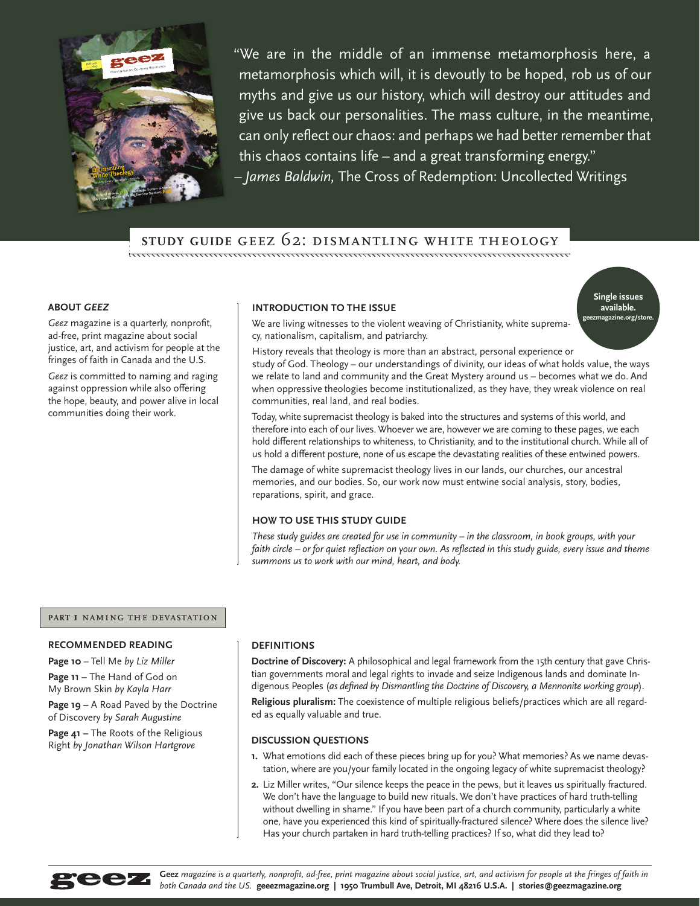"We are in the middle of an immense metamorphosis here, a metamorphosis which will, it is devoutly to be hoped, rob us of our myths and give us our history, which will destroy our attitudes and give us back our personalities. The mass culture, in the meantime, can only reflect our chaos: and perhaps we had better remember that this chaos contains life – and a great transforming energy."
– *James Baldwin,* The Cross of Redemption: Uncollected Writings

# STUDY GUIDE GEEZ 62: DISMANTLING WHITE THEOLOGY

**Single issues available. geezmagazine.org/store.**

### ABOUT *GEEZ*

*Geez* magazine is a quarterly, nonprofit, ad-free, print magazine about social justice, art, and activism for people at the fringes of faith in Canada and the U.S.

*Geez* is committed to naming and raging against oppression while also offering the hope, beauty, and power alive in local communities doing their work.

### INTRODUCTION TO THE ISSUE

We are living witnesses to the violent weaving of Christianity, white supremacy, nationalism, capitalism, and patriarchy.

History reveals that theology is more than an abstract, personal experience or study of God. Theology – our understandings of divinity, our ideas of what holds value, the ways we relate to land and community and the Great Mystery around us – becomes what we do. And when oppressive theologies become institutionalized, as they have, they wreak violence on real communities, real land, and real bodies.

Today, white supremacist theology is baked into the structures and systems of this world, and therefore into each of our lives. Whoever we are, however we are coming to these pages, we each hold different relationships to whiteness, to Christianity, and to the institutional church. While all of us hold a different posture, none of us escape the devastating realities of these entwined powers.

The damage of white supremacist theology lives in our lands, our churches, our ancestral memories, and our bodies. So, our work now must entwine social analysis, story, bodies, reparations, spirit, and grace.

### HOW TO USE THIS STUDY GUIDE

*These study guides are created for use in community – in the classroom, in book groups, with your faith circle – or for quiet reflection on your own. As reflected in this study guide, every issue and theme summons us to work with our mind, heart, and body.*

## PART I NAMING THE DEVASTATION

### RECOMMENDED READING

**Page 10** – Tell Me *by Liz Miller*

**Page 11 –** The Hand of God on My Brown Skin *by Kayla Harr*

**Page 19 –** A Road Paved by the Doctrine of Discovery *by Sarah Augustine*

**Page 41 –** The Roots of the Religious Right *by Jonathan Wilson Hartgrove*

### DEFINITIONS

**Doctrine of Discovery:** A philosophical and legal framework from the 15th century that gave Christian governments moral and legal rights to invade and seize Indigenous lands and dominate Indigenous Peoples (*as defined by Dismantling the Doctrine of Discovery, a Mennonite working group*).

**Religious pluralism:** The coexistence of multiple religious beliefs/practices which are all regarded as equally valuable and true.

### DISCUSSION QUESTIONS

1. What emotions did each of these pieces bring up for you? What memories? As we name devastation, where are you/your family located in the ongoing legacy of white supremacist theology?
2. Liz Miller writes, "Our silence keeps the peace in the pews, but it leaves us spiritually fractured. We don't have the language to build new rituals. We don't have practices of hard truth-telling without dwelling in shame." If you have been part of a church community, particularly a white one, have you experienced this kind of spiritually-fractured silence? Where does the silence live? Has your church partaken in hard truth-telling practices? If so, what did they lead to?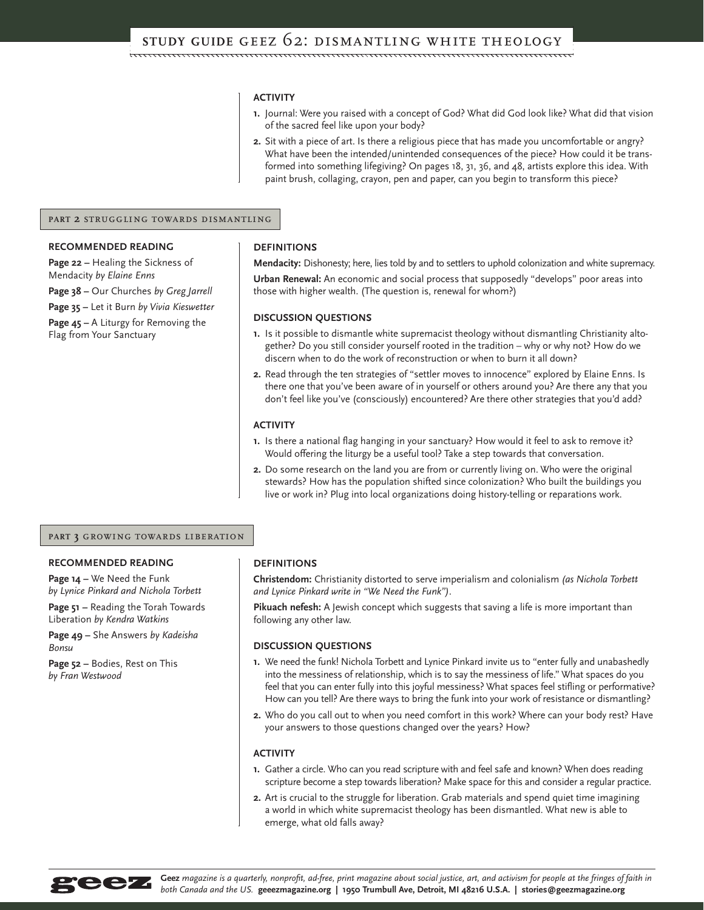#### ACTIVITY

1. Journal: Were you raised with a concept of God? What did God look like? What did that vision of the sacred feel like upon your body?
2. Sit with a piece of art. Is there a religious piece that has made you uncomfortable or angry? What have been the intended/unintended consequences of the piece? How could it be transformed into something lifegiving? On pages 18, 31, 36, and 48, artists explore this idea. With paint brush, collaging, crayon, pen and paper, can you begin to transform this piece?

## PART 2 STRUGGLING TOWARDS DISMANTLING

#### RECOMMENDED READING

**Page 22 –** Healing the Sickness of Mendacity *by Elaine Enns*

**Page 38 –** Our Churches *by Greg Jarrell*

**Page 35 –** Let it Burn *by Vivia Kieswetter*

**Page 45 –** A Liturgy for Removing the Flag from Your Sanctuary

#### DEFINITIONS

**Mendacity:** Dishonesty; here, lies told by and to settlers to uphold colonization and white supremacy.

**Urban Renewal:** An economic and social process that supposedly "develops" poor areas into those with higher wealth. (The question is, renewal for whom?)

#### DISCUSSION QUESTIONS

1. Is it possible to dismantle white supremacist theology without dismantling Christianity altogether? Do you still consider yourself rooted in the tradition – why or why not? How do we discern when to do the work of reconstruction or when to burn it all down?
2. Read through the ten strategies of "settler moves to innocence" explored by Elaine Enns. Is there one that you've been aware of in yourself or others around you? Are there any that you don't feel like you've (consciously) encountered? Are there other strategies that you'd add?

#### ACTIVITY

1. Is there a national flag hanging in your sanctuary? How would it feel to ask to remove it? Would offering the liturgy be a useful tool? Take a step towards that conversation.
2. Do some research on the land you are from or currently living on. Who were the original stewards? How has the population shifted since colonization? Who built the buildings you live or work in? Plug into local organizations doing history-telling or reparations work.

## PART 3 GROWING TOWARDS LIBERATION

#### RECOMMENDED READING

**Page 14 –** We Need the Funk *by Lynice Pinkard and Nichola Torbett*

**Page 51 –** Reading the Torah Towards Liberation *by Kendra Watkins*

**Page 49 –** She Answers *by Kadeisha Bonsu*

**Page 52 –** Bodies, Rest on This *by Fran Westwood*

#### DEFINITIONS

**Christendom:** Christianity distorted to serve imperialism and colonialism *(as Nichola Torbett and Lynice Pinkard write in "We Need the Funk")*.

**Pikuach nefesh:** A Jewish concept which suggests that saving a life is more important than following any other law.

#### DISCUSSION QUESTIONS

1. We need the funk! Nichola Torbett and Lynice Pinkard invite us to "enter fully and unabashedly into the messiness of relationship, which is to say the messiness of life." What spaces do you feel that you can enter fully into this joyful messiness? What spaces feel stifling or performative? How can you tell? Are there ways to bring the funk into your work of resistance or dismantling?
2. Who do you call out to when you need comfort in this work? Where can your body rest? Have your answers to those questions changed over the years? How?

#### ACTIVITY

1. Gather a circle. Who can you read scripture with and feel safe and known? When does reading scripture become a step towards liberation? Make space for this and consider a regular practice.
2. Art is crucial to the struggle for liberation. Grab materials and spend quiet time imagining a world in which white supremacist theology has been dismantled. What new is able to emerge, what old falls away?

**geez** **Geez** *magazine is a quarterly, nonprofit, ad-free, print magazine about social justice, art, and activism for people at the fringes of faith in both Canada and the US.* **geezmagazine.org | 1950 Trumbull Ave, Detroit, MI 48216 U.S.A. | stories@geezmagazine.org**